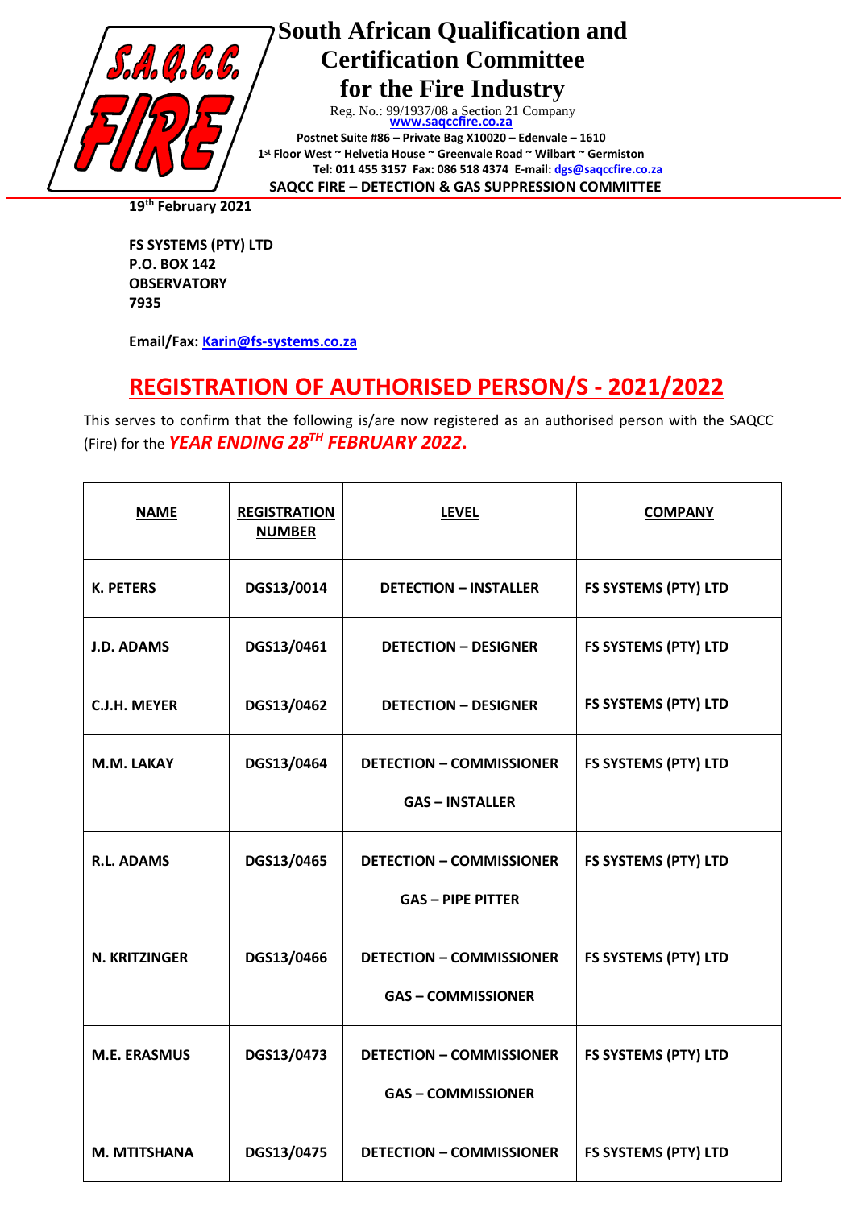# South African Qualification and Certification Committee for the Fire Industry

Reg. No.: 99/1937/08 a Section 21 Company
www.saqccfire.co.za
Postnet Suite #86 – Private Bag X10020 – Edenvale – 1610
1st Floor West ~ Helvetia House ~ Greenvale Road ~ Wilbart ~ Germiston
Tel: 011 455 3157 Fax: 086 518 4374 E-mail: dgs@saqccfire.co.za
**SAQCC FIRE – DETECTION & GAS SUPPRESSION COMMITTEE**

**19th February 2021**

**FS SYSTEMS (PTY) LTD**
**P.O. BOX 142**
**OBSERVATORY**
**7935**

**Email/Fax: Karin@fs-systems.co.za**

## REGISTRATION OF AUTHORISED PERSON/S - 2021/2022

This serves to confirm that the following is/are now registered as an authorised person with the SAQCC (Fire) for the ***YEAR ENDING 28TH FEBRUARY 2022.***

| NAME | REGISTRATION NUMBER | LEVEL | COMPANY |
|---|---|---|---|
| K. PETERS | DGS13/0014 | DETECTION – INSTALLER | FS SYSTEMS (PTY) LTD |
| J.D. ADAMS | DGS13/0461 | DETECTION – DESIGNER | FS SYSTEMS (PTY) LTD |
| C.J.H. MEYER | DGS13/0462 | DETECTION – DESIGNER | FS SYSTEMS (PTY) LTD |
| M.M. LAKAY | DGS13/0464 | DETECTION – COMMISSIONER<br>GAS – INSTALLER | FS SYSTEMS (PTY) LTD |
| R.L. ADAMS | DGS13/0465 | DETECTION – COMMISSIONER<br>GAS – PIPE PITTER | FS SYSTEMS (PTY) LTD |
| N. KRITZINGER | DGS13/0466 | DETECTION – COMMISSIONER<br>GAS – COMMISSIONER | FS SYSTEMS (PTY) LTD |
| M.E. ERASMUS | DGS13/0473 | DETECTION – COMMISSIONER<br>GAS – COMMISSIONER | FS SYSTEMS (PTY) LTD |
| M. MTITSHANA | DGS13/0475 | DETECTION – COMMISSIONER | FS SYSTEMS (PTY) LTD |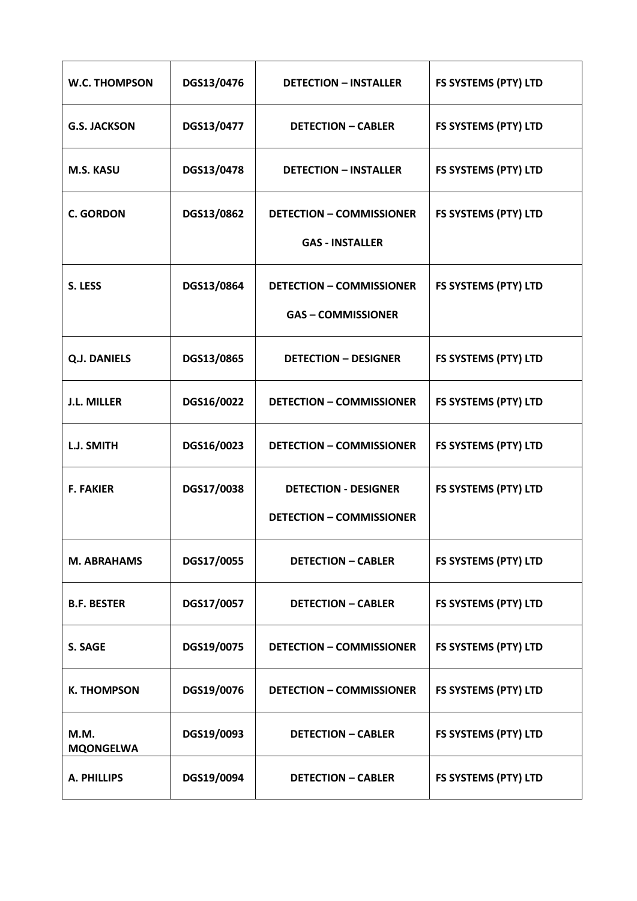| | | | |
|---|---|---|---|
| **W.C. THOMPSON** | **DGS13/0476** | **DETECTION – INSTALLER** | **FS SYSTEMS (PTY) LTD** |
| **G.S. JACKSON** | **DGS13/0477** | **DETECTION – CABLER** | **FS SYSTEMS (PTY) LTD** |
| **M.S. KASU** | **DGS13/0478** | **DETECTION – INSTALLER** | **FS SYSTEMS (PTY) LTD** |
| **C. GORDON** | **DGS13/0862** | **DETECTION – COMMISSIONER**<br>**GAS - INSTALLER** | **FS SYSTEMS (PTY) LTD** |
| **S. LESS** | **DGS13/0864** | **DETECTION – COMMISSIONER**<br>**GAS – COMMISSIONER** | **FS SYSTEMS (PTY) LTD** |
| **Q.J. DANIELS** | **DGS13/0865** | **DETECTION – DESIGNER** | **FS SYSTEMS (PTY) LTD** |
| **J.L. MILLER** | **DGS16/0022** | **DETECTION – COMMISSIONER** | **FS SYSTEMS (PTY) LTD** |
| **L.J. SMITH** | **DGS16/0023** | **DETECTION – COMMISSIONER** | **FS SYSTEMS (PTY) LTD** |
| **F. FAKIER** | **DGS17/0038** | **DETECTION - DESIGNER**<br>**DETECTION – COMMISSIONER** | **FS SYSTEMS (PTY) LTD** |
| **M. ABRAHAMS** | **DGS17/0055** | **DETECTION – CABLER** | **FS SYSTEMS (PTY) LTD** |
| **B.F. BESTER** | **DGS17/0057** | **DETECTION – CABLER** | **FS SYSTEMS (PTY) LTD** |
| **S. SAGE** | **DGS19/0075** | **DETECTION – COMMISSIONER** | **FS SYSTEMS (PTY) LTD** |
| **K. THOMPSON** | **DGS19/0076** | **DETECTION – COMMISSIONER** | **FS SYSTEMS (PTY) LTD** |
| **M.M. MQONGELWA** | **DGS19/0093** | **DETECTION – CABLER** | **FS SYSTEMS (PTY) LTD** |
| **A. PHILLIPS** | **DGS19/0094** | **DETECTION – CABLER** | **FS SYSTEMS (PTY) LTD** |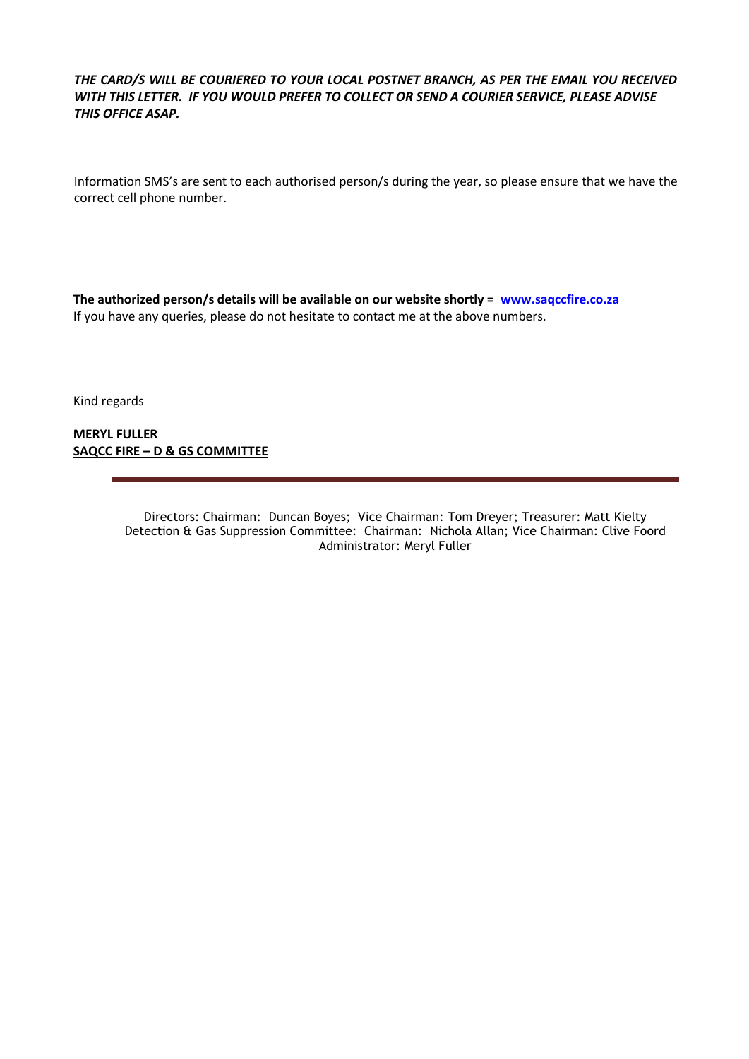***THE CARD/S WILL BE COURIERED TO YOUR LOCAL POSTNET BRANCH, AS PER THE EMAIL YOU RECEIVED WITH THIS LETTER. IF YOU WOULD PREFER TO COLLECT OR SEND A COURIER SERVICE, PLEASE ADVISE THIS OFFICE ASAP.***

Information SMS's are sent to each authorised person/s during the year, so please ensure that we have the correct cell phone number.

**The authorized person/s details will be available on our website shortly = [www.saqccfire.co.za](http://www.saqccfire.co.za)**
If you have any queries, please do not hesitate to contact me at the above numbers.

Kind regards

**MERYL FULLER**
**SAQCC FIRE – D & GS COMMITTEE**

---

Directors: Chairman: Duncan Boyes; Vice Chairman: Tom Dreyer; Treasurer: Matt Kielty
Detection & Gas Suppression Committee: Chairman: Nichola Allan; Vice Chairman: Clive Foord
Administrator: Meryl Fuller